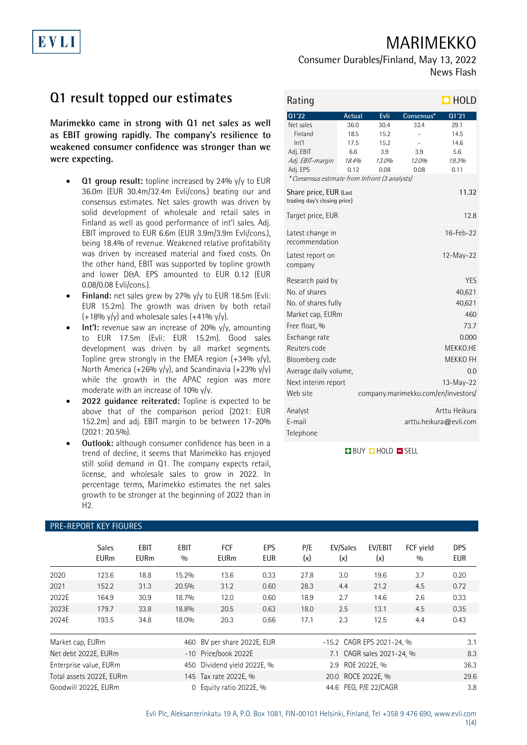EVLI

# MARIMEKKO

Consumer Durables/Finland, May 13, 2022

News Flash

## Q1 result topped our estimates

**Marimekko came in strong with Q1 net sales as well as EBIT growing rapidly. The company's resilience to weakened consumer confidence was stronger than we were expecting.**

- **Q1 group result:** topline increased by 24% y/y to EUR 36.0m (EUR 30.4m/32.4m Evli/cons.) beating our and consensus estimates. Net sales growth was driven by solid development of wholesale and retail sales in Finland as well as good performance of int'l sales. Adj. EBIT improved to EUR 6.6m (EUR 3.9m/3.9m Evli/cons.), being 18.4% of revenue. Weakened relative profitability was driven by increased material and fixed costs. On the other hand, EBIT was supported by topline growth and lower D&A. EPS amounted to EUR 0.12 (EUR 0.08/0.08 Evli/cons.).
- **Finland:** net sales grew by 27% y/y to EUR 18.5m (Evli: EUR 15.2m). The growth was driven by both retail (+18% y/y) and wholesale sales (+41% y/y).
- **Int'l:** revenue saw an increase of 20% y/y, amounting to EUR 17.5m (Evli: EUR 15.2m). Good sales development was driven by all market segments. Topline grew strongly in the EMEA region (+34% y/y), North America (+26% y/y), and Scandinavia (+23% y/y) while the growth in the APAC region was more moderate with an increase of 10% y/y.
- **2022 guidance reiterated:** Topline is expected to be above that of the comparison period (2021: EUR 152.2m) and adj. EBIT margin to be between 17-20% (2021: 20.5%).
- **Outlook:** although consumer confidence has been in a trend of decline, it seems that Marimekko has enjoyed still solid demand in Q1. The company expects retail, license, and wholesale sales to grow in 2022. In percentage terms, Marimekko estimates the net sales growth to be stronger at the beginning of 2022 than in H2.

**Rating: HOLD**

| Q1'22 | Actual | Evli | Consensus* | Q1'21 |
|---|---|---|---|---|
| Net sales | 36.0 | 30.4 | 32.4 | 29.1 |
| Finland | 18.5 | 15.2 | - | 14.5 |
| Int'l | 17.5 | 15.2 | - | 14.6 |
| Adj. EBIT | 6.6 | 3.9 | 3.9 | 5.6 |
| *Adj. EBIT-margin* | *18.4%* | *13.0%* | *12.0%* | *19.3%* |
| Adj. EPS | 0.12 | 0.08 | 0.08 | 0.11 |

*\* Consensus estimate from Infront (3 analysts)*

| | |
|---|---|
| Share price, EUR (Last trading day's closing price) | 11.32 |
| Target price, EUR | 12.8 |
| Latest change in recommendation | 16-Feb-22 |
| Latest report on company | 12-May-22 |
| Research paid by | YES |
| No. of shares | 40,621 |
| No. of shares fully | 40,621 |
| Market cap, EURm | 460 |
| Free float, % | 73.7 |
| Exchange rate | 0.000 |
| Reuters code | MEKKO.HE |
| Bloomberg code | MEKKO FH |
| Average daily volume, | 0.0 |
| Next interim report | 13-May-22 |
| Web site | company.marimekko.com/en/investors/ |
| Analyst | Arttu Heikura |
| E-mail | arttu.heikura@evli.com |
| Telephone | |

BUY HOLD SELL

### PRE-REPORT KEY FIGURES

| | Sales EURm | EBIT EURm | EBIT % | FCF EURm | EPS EUR | P/E (x) | EV/Sales (x) | EV/EBIT (x) | FCF yield % | DPS EUR |
|---|---|---|---|---|---|---|---|---|---|---|
| 2020 | 123.6 | 18.8 | 15.2% | 13.6 | 0.33 | 27.8 | 3.0 | 19.6 | 3.7 | 0.20 |
| 2021 | 152.2 | 31.3 | 20.5% | 31.2 | 0.60 | 28.3 | 4.4 | 21.2 | 4.5 | 0.72 |
| 2022E | 164.9 | 30.9 | 18.7% | 12.0 | 0.60 | 18.9 | 2.7 | 14.6 | 2.6 | 0.33 |
| 2023E | 179.7 | 33.8 | 18.8% | 20.5 | 0.63 | 18.0 | 2.5 | 13.1 | 4.5 | 0.35 |
| 2024E | 193.5 | 34.8 | 18.0% | 20.3 | 0.66 | 17.1 | 2.3 | 12.5 | 4.4 | 0.43 |

| | | | | | |
|---|---|---|---|---|---|
| Market cap, EURm | 460 | BV per share 2022E, EUR | -15.2 | CAGR EPS 2021-24, % | 3.1 |
| Net debt 2022E, EURm | -10 | Price/book 2022E | 7.1 | CAGR sales 2021-24, % | 8.3 |
| Enterprise value, EURm | 450 | Dividend yield 2022E, % | 2.9 | ROE 2022E, % | 36.3 |
| Total assets 2022E, EURm | 145 | Tax rate 2022E, % | 20.0 | ROCE 2022E, % | 29.6 |
| Goodwill 2022E, EURm | 0 | Equity ratio 2022E, % | 44.6 | PEG, P/E 22/CAGR | 3.8 |

Evli Plc, Aleksanterinkatu 19 A, P.O. Box 1081, FIN-00101 Helsinki, Finland, Tel +358 9 476 690, www.evli.com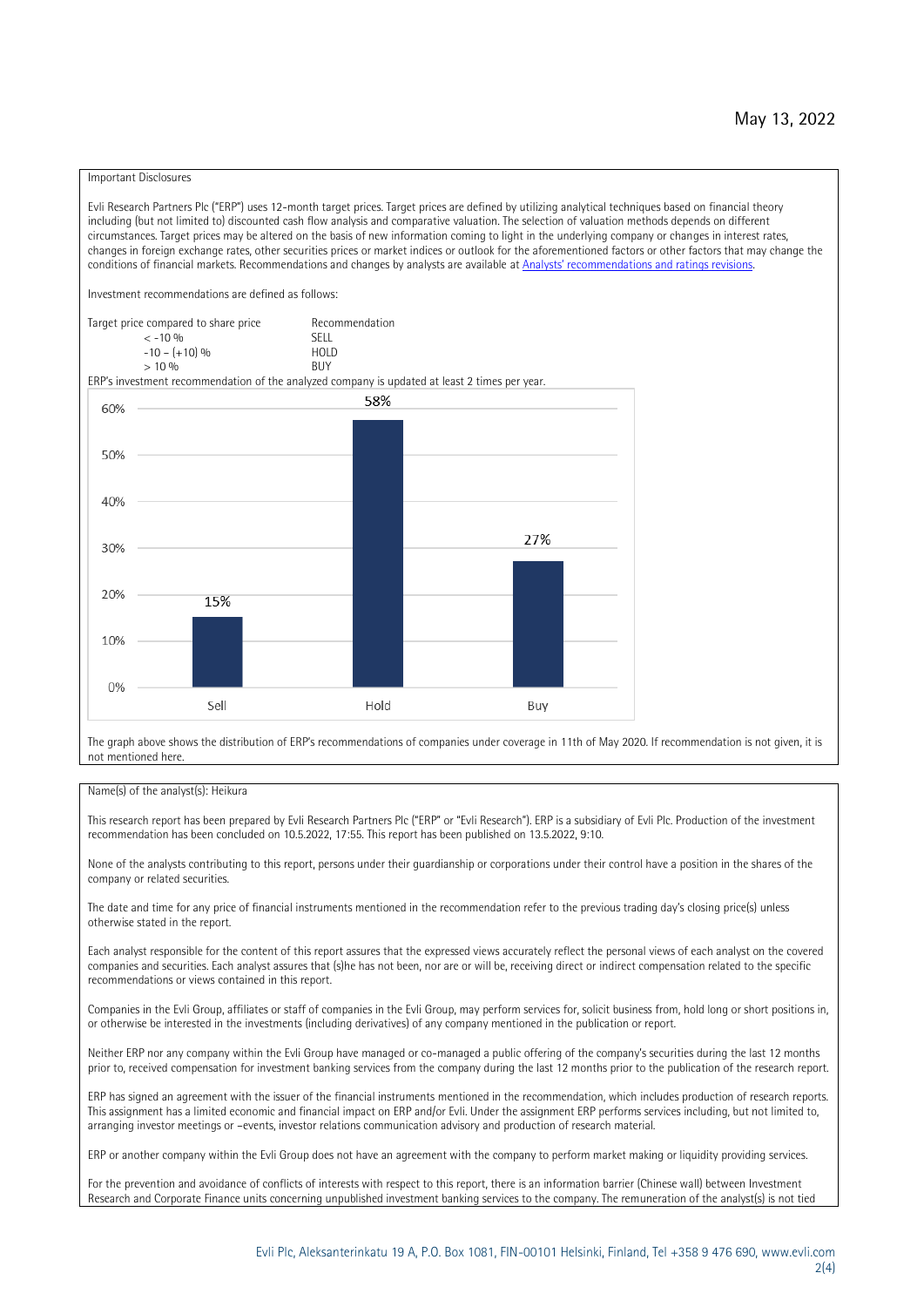May 13, 2022

Important Disclosures

Evli Research Partners Plc ("ERP") uses 12-month target prices. Target prices are defined by utilizing analytical techniques based on financial theory including (but not limited to) discounted cash flow analysis and comparative valuation. The selection of valuation methods depends on different circumstances. Target prices may be altered on the basis of new information coming to light in the underlying company or changes in interest rates, changes in foreign exchange rates, other securities prices or market indices or outlook for the aforementioned factors or other factors that may change the conditions of financial markets. Recommendations and changes by analysts are available at [Analysts' recommendations and ratings revisions](Analysts' recommendations and ratings revisions).

Investment recommendations are defined as follows:

| Target price compared to share price | Recommendation |
| --- | --- |
| < -10 % | SELL |
| -10 – (+10) % | HOLD |
| > 10 % | BUY |

ERP's investment recommendation of the analyzed company is updated at least 2 times per year.

| | Sell | Hold | Buy |
| --- | --- | --- | --- |
| Share | 15% | 58% | 27% |

The graph above shows the distribution of ERP's recommendations of companies under coverage in 11th of May 2020. If recommendation is not given, it is not mentioned here.

Name(s) of the analyst(s): Heikura

This research report has been prepared by Evli Research Partners Plc ("ERP" or "Evli Research"). ERP is a subsidiary of Evli Plc. Production of the investment recommendation has been concluded on 10.5.2022, 17:55. This report has been published on 13.5.2022, 9:10.

None of the analysts contributing to this report, persons under their guardianship or corporations under their control have a position in the shares of the company or related securities.

The date and time for any price of financial instruments mentioned in the recommendation refer to the previous trading day's closing price(s) unless otherwise stated in the report.

Each analyst responsible for the content of this report assures that the expressed views accurately reflect the personal views of each analyst on the covered companies and securities. Each analyst assures that (s)he has not been, nor are or will be, receiving direct or indirect compensation related to the specific recommendations or views contained in this report.

Companies in the Evli Group, affiliates or staff of companies in the Evli Group, may perform services for, solicit business from, hold long or short positions in, or otherwise be interested in the investments (including derivatives) of any company mentioned in the publication or report.

Neither ERP nor any company within the Evli Group have managed or co-managed a public offering of the company's securities during the last 12 months prior to, received compensation for investment banking services from the company during the last 12 months prior to the publication of the research report.

ERP has signed an agreement with the issuer of the financial instruments mentioned in the recommendation, which includes production of research reports. This assignment has a limited economic and financial impact on ERP and/or Evli. Under the assignment ERP performs services including, but not limited to, arranging investor meetings or –events, investor relations communication advisory and production of research material.

ERP or another company within the Evli Group does not have an agreement with the company to perform market making or liquidity providing services.

For the prevention and avoidance of conflicts of interests with respect to this report, there is an information barrier (Chinese wall) between Investment Research and Corporate Finance units concerning unpublished investment banking services to the company. The remuneration of the analyst(s) is not tied

Evli Plc, Aleksanterinkatu 19 A, P.O. Box 1081, FIN-00101 Helsinki, Finland, Tel +358 9 476 690, www.evli.com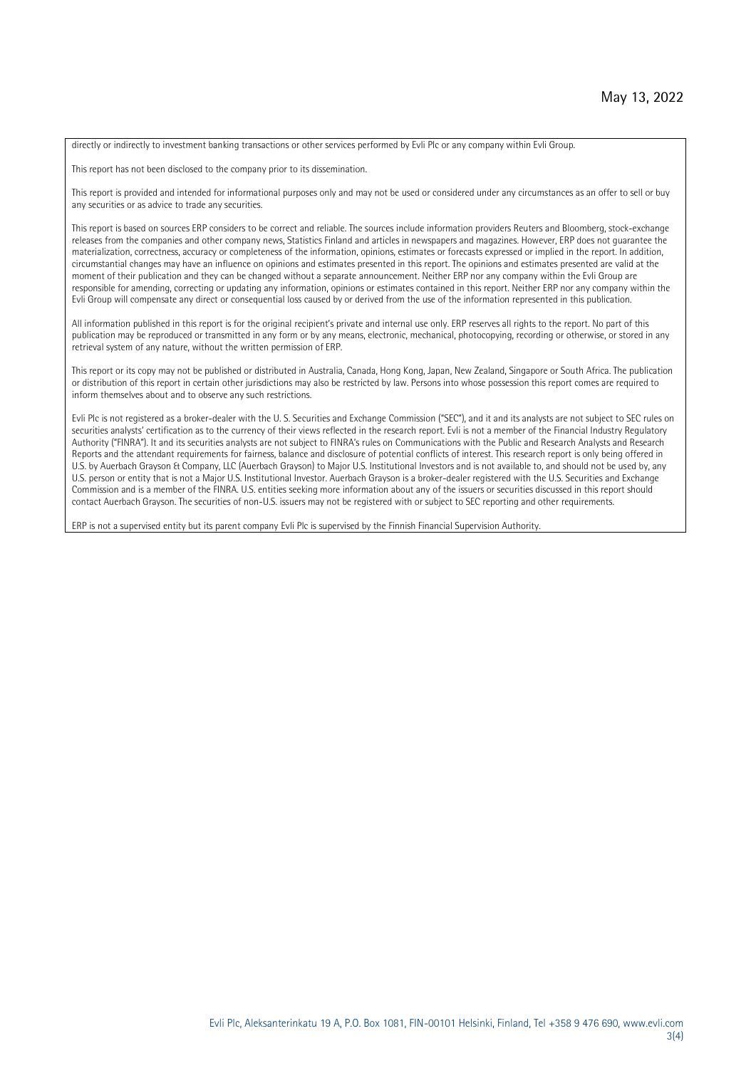directly or indirectly to investment banking transactions or other services performed by Evli Plc or any company within Evli Group.

This report has not been disclosed to the company prior to its dissemination.

This report is provided and intended for informational purposes only and may not be used or considered under any circumstances as an offer to sell or buy any securities or as advice to trade any securities.

This report is based on sources ERP considers to be correct and reliable. The sources include information providers Reuters and Bloomberg, stock-exchange releases from the companies and other company news, Statistics Finland and articles in newspapers and magazines. However, ERP does not guarantee the materialization, correctness, accuracy or completeness of the information, opinions, estimates or forecasts expressed or implied in the report. In addition, circumstantial changes may have an influence on opinions and estimates presented in this report. The opinions and estimates presented are valid at the moment of their publication and they can be changed without a separate announcement. Neither ERP nor any company within the Evli Group are responsible for amending, correcting or updating any information, opinions or estimates contained in this report. Neither ERP nor any company within the Evli Group will compensate any direct or consequential loss caused by or derived from the use of the information represented in this publication.

All information published in this report is for the original recipient's private and internal use only. ERP reserves all rights to the report. No part of this publication may be reproduced or transmitted in any form or by any means, electronic, mechanical, photocopying, recording or otherwise, or stored in any retrieval system of any nature, without the written permission of ERP.

This report or its copy may not be published or distributed in Australia, Canada, Hong Kong, Japan, New Zealand, Singapore or South Africa. The publication or distribution of this report in certain other jurisdictions may also be restricted by law. Persons into whose possession this report comes are required to inform themselves about and to observe any such restrictions.

Evli Plc is not registered as a broker-dealer with the U. S. Securities and Exchange Commission ("SEC"), and it and its analysts are not subject to SEC rules on securities analysts' certification as to the currency of their views reflected in the research report. Evli is not a member of the Financial Industry Regulatory Authority ("FINRA"). It and its securities analysts are not subject to FINRA's rules on Communications with the Public and Research Analysts and Research Reports and the attendant requirements for fairness, balance and disclosure of potential conflicts of interest. This research report is only being offered in U.S. by Auerbach Grayson & Company, LLC (Auerbach Grayson) to Major U.S. Institutional Investors and is not available to, and should not be used by, any U.S. person or entity that is not a Major U.S. Institutional Investor. Auerbach Grayson is a broker-dealer registered with the U.S. Securities and Exchange Commission and is a member of the FINRA. U.S. entities seeking more information about any of the issuers or securities discussed in this report should contact Auerbach Grayson. The securities of non-U.S. issuers may not be registered with or subject to SEC reporting and other requirements.

ERP is not a supervised entity but its parent company Evli Plc is supervised by the Finnish Financial Supervision Authority.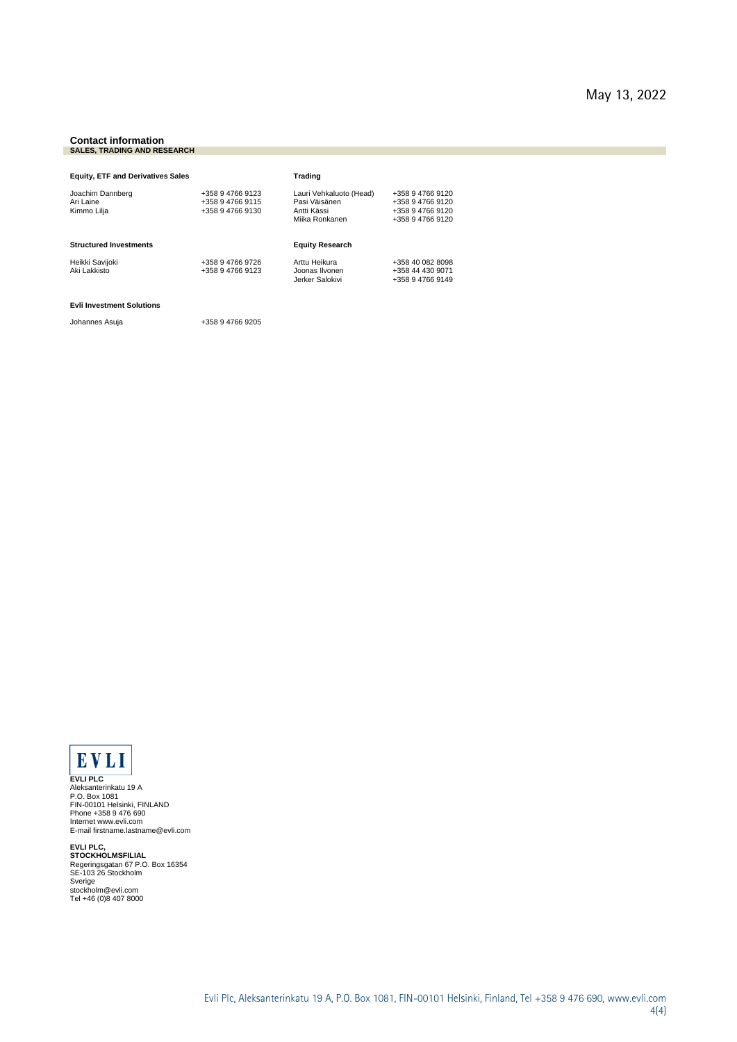May 13, 2022

## Contact information

**SALES, TRADING AND RESEARCH**

**Equity, ETF and Derivatives Sales**

| | |
|---|---|
| Joachim Dannberg | +358 9 4766 9123 |
| Ari Laine | +358 9 4766 9115 |
| Kimmo Lilja | +358 9 4766 9130 |

**Trading**

| | |
|---|---|
| Lauri Vehkaluoto (Head) | +358 9 4766 9120 |
| Pasi Väisänen | +358 9 4766 9120 |
| Antti Kässi | +358 9 4766 9120 |
| Miika Ronkanen | +358 9 4766 9120 |

**Structured Investments**

| | |
|---|---|
| Heikki Savijoki | +358 9 4766 9726 |
| Aki Lakkisto | +358 9 4766 9123 |

**Equity Research**

| | |
|---|---|
| Arttu Heikura | +358 40 082 8098 |
| Joonas Ilvonen | +358 44 430 9071 |
| Jerker Salokivi | +358 9 4766 9149 |

**Evli Investment Solutions**

| | |
|---|---|
| Johannes Asuja | +358 9 4766 9205 |

EVLI

**EVLI PLC**
Aleksanterinkatu 19 A
P.O. Box 1081
FIN-00101 Helsinki, FINLAND
Phone +358 9 476 690
Internet www.evli.com
E-mail firstname.lastname@evli.com

**EVLI PLC, STOCKHOLMSFILIAL**
Regeringsgatan 67 P.O. Box 16354
SE-103 26 Stockholm
Sverige
stockholm@evli.com
Tel +46 (0)8 407 8000